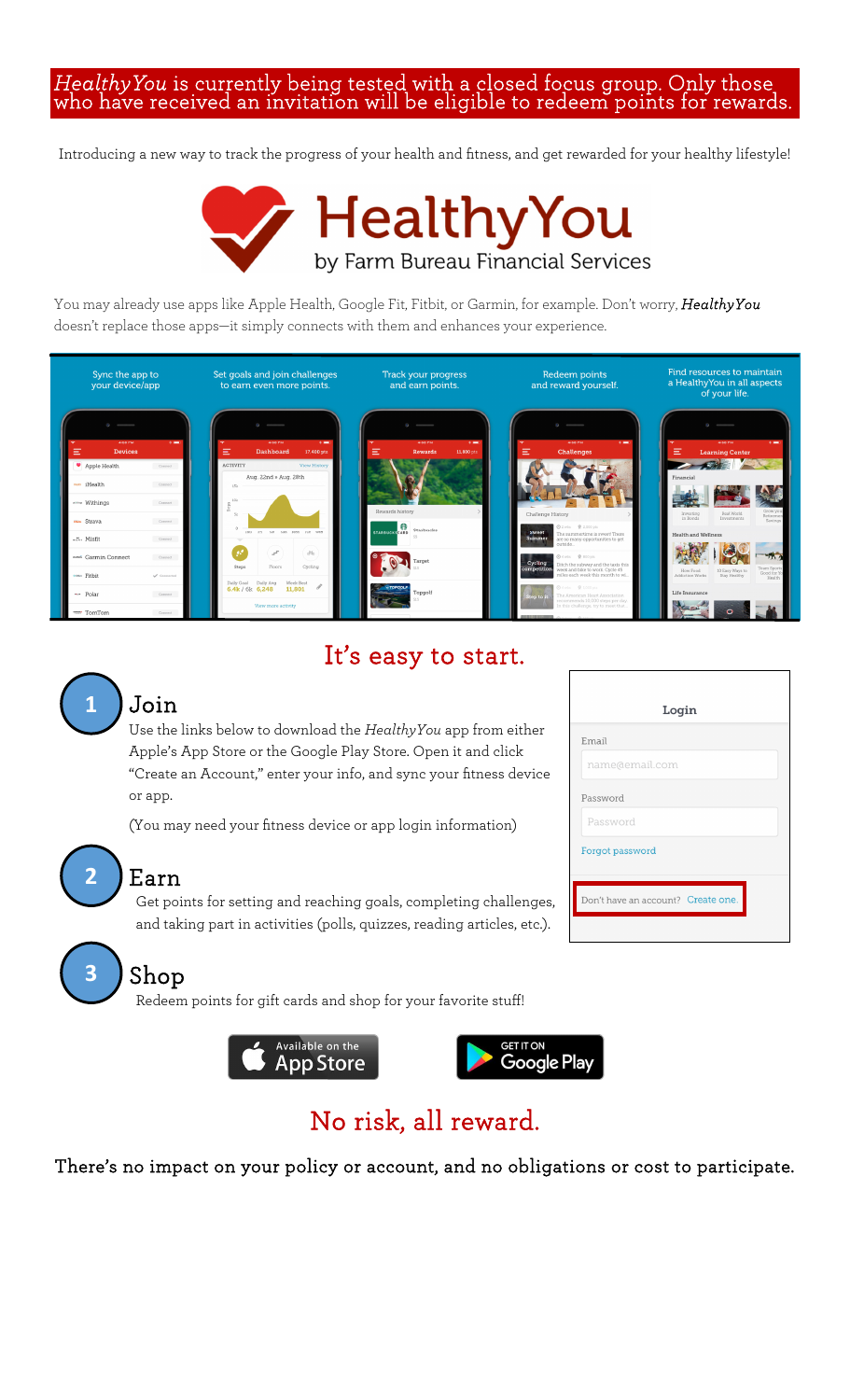*HealthyYou* is currently being tested with a closed focus group. Only those who have received an invitation will be eligible to redeem points for rewards.

Introducing a new way to track the progress of your health and fitness, and get rewarded for your healthy lifestyle!

# HealthyYou
by Farm Bureau Financial Services

You may already use apps like Apple Health, Google Fit, Fitbit, or Garmin, for example. Don't worry, ***HealthyYou*** doesn't replace those apps—it simply connects with them and enhances your experience.

Sync the app to your device/app

Set goals and join challenges to earn even more points.

Track your progress and earn points.

Redeem points and reward yourself.

Find resources to maintain a HealthyYou in all aspects of your life.

## It's easy to start.

### 1 Join

Use the links below to download the *HealthyYou* app from either Apple's App Store or the Google Play Store. Open it and click "Create an Account," enter your info, and sync your fitness device or app.

(You may need your fitness device or app login information)

### 2 Earn

Get points for setting and reaching goals, completing challenges, and taking part in activities (polls, quizzes, reading articles, etc.).

### 3 Shop

Redeem points for gift cards and shop for your favorite stuff!

**Login**

Email

Password

Forgot password

Don't have an account? Create one.

Available on the App Store

GET IT ON Google Play

## No risk, all reward.

There's no impact on your policy or account, and no obligations or cost to participate.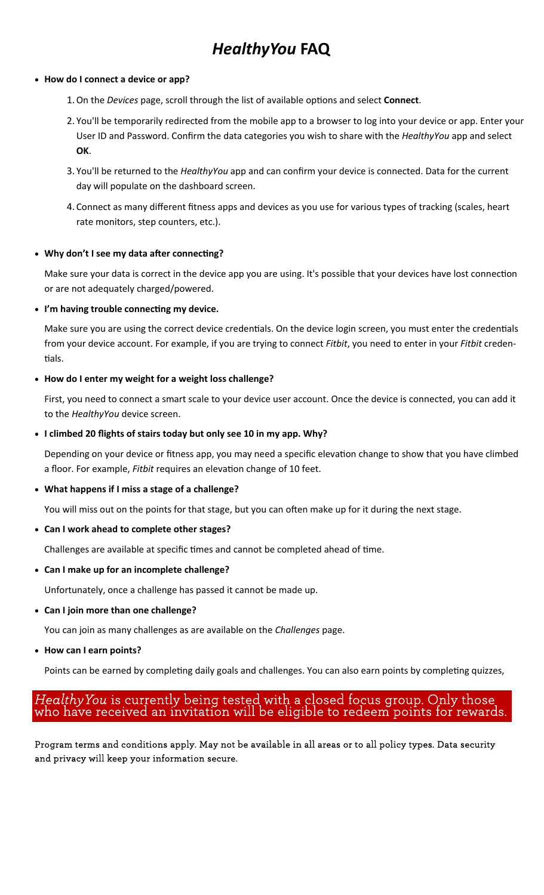# *HealthyYou* FAQ

- **How do I connect a device or app?**

  1. On the *Devices* page, scroll through the list of available options and select **Connect**.
  2. You'll be temporarily redirected from the mobile app to a browser to log into your device or app. Enter your User ID and Password. Confirm the data categories you wish to share with the *HealthyYou* app and select **OK**.
  3. You'll be returned to the *HealthyYou* app and can confirm your device is connected. Data for the current day will populate on the dashboard screen.
  4. Connect as many different fitness apps and devices as you use for various types of tracking (scales, heart rate monitors, step counters, etc.).

- **Why don't I see my data after connecting?**

  Make sure your data is correct in the device app you are using. It's possible that your devices have lost connection or are not adequately charged/powered.

- **I'm having trouble connecting my device.**

  Make sure you are using the correct device credentials. On the device login screen, you must enter the credentials from your device account. For example, if you are trying to connect *Fitbit*, you need to enter in your *Fitbit* credentials.

- **How do I enter my weight for a weight loss challenge?**

  First, you need to connect a smart scale to your device user account. Once the device is connected, you can add it to the *HealthyYou* device screen.

- **I climbed 20 flights of stairs today but only see 10 in my app. Why?**

  Depending on your device or fitness app, you may need a specific elevation change to show that you have climbed a floor. For example, *Fitbit* requires an elevation change of 10 feet.

- **What happens if I miss a stage of a challenge?**

  You will miss out on the points for that stage, but you can often make up for it during the next stage.

- **Can I work ahead to complete other stages?**

  Challenges are available at specific times and cannot be completed ahead of time.

- **Can I make up for an incomplete challenge?**

  Unfortunately, once a challenge has passed it cannot be made up.

- **Can I join more than one challenge?**

  You can join as many challenges as are available on the *Challenges* page.

- **How can I earn points?**

  Points can be earned by completing daily goals and challenges. You can also earn points by completing quizzes,

*HealthyYou* is currently being tested with a closed focus group. Only those who have received an invitation will be eligible to redeem points for rewards.

Program terms and conditions apply. May not be available in all areas or to all policy types. Data security and privacy will keep your information secure.